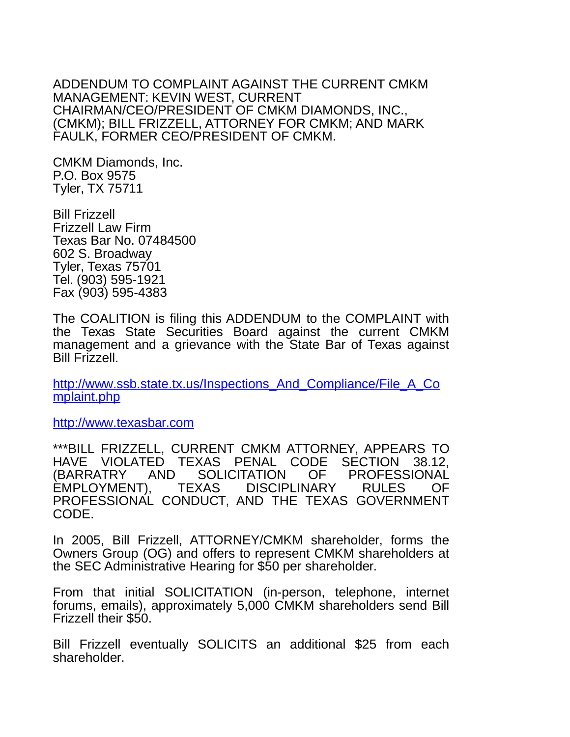ADDENDUM TO COMPLAINT AGAINST THE CURRENT CMKM MANAGEMENT: KEVIN WEST, CURRENT CHAIRMAN/CEO/PRESIDENT OF CMKM DIAMONDS, INC., (CMKM); BILL FRIZZELL, ATTORNEY FOR CMKM; AND MARK FAULK, FORMER CEO/PRESIDENT OF CMKM.

CMKM Diamonds, Inc.
P.O. Box 9575
Tyler, TX 75711

Bill Frizzell
Frizzell Law Firm
Texas Bar No. 07484500
602 S. Broadway
Tyler, Texas 75701
Tel. (903) 595-1921
Fax (903) 595-4383

The COALITION is filing this ADDENDUM to the COMPLAINT with the Texas State Securities Board against the current CMKM management and a grievance with the State Bar of Texas against Bill Frizzell.

http://www.ssb.state.tx.us/Inspections_And_Compliance/File_A_Complaint.php

http://www.texasbar.com

***BILL FRIZZELL, CURRENT CMKM ATTORNEY, APPEARS TO HAVE VIOLATED TEXAS PENAL CODE SECTION 38.12, (BARRATRY AND SOLICITATION OF PROFESSIONAL EMPLOYMENT), TEXAS DISCIPLINARY RULES OF PROFESSIONAL CONDUCT, AND THE TEXAS GOVERNMENT CODE.

In 2005, Bill Frizzell, ATTORNEY/CMKM shareholder, forms the Owners Group (OG) and offers to represent CMKM shareholders at the SEC Administrative Hearing for $50 per shareholder.

From that initial SOLICITATION (in-person, telephone, internet forums, emails), approximately 5,000 CMKM shareholders send Bill Frizzell their $50.

Bill Frizzell eventually SOLICITS an additional $25 from each shareholder.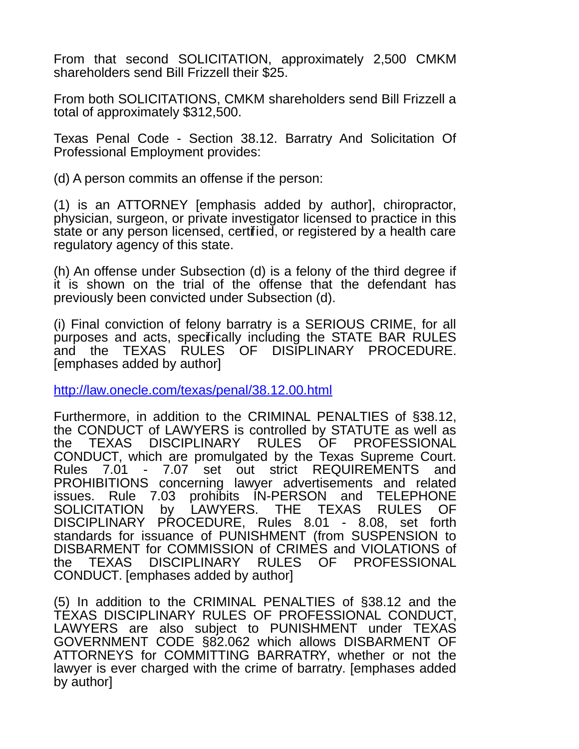From that second SOLICITATION, approximately 2,500 CMKM shareholders send Bill Frizzell their $25.

From both SOLICITATIONS, CMKM shareholders send Bill Frizzell a total of approximately $312,500.

Texas Penal Code - Section 38.12. Barratry And Solicitation Of Professional Employment provides:

(d) A person commits an offense if the person:

(1) is an ATTORNEY [emphasis added by author], chiropractor, physician, surgeon, or private investigator licensed to practice in this state or any person licensed, certified, or registered by a health care regulatory agency of this state.

(h) An offense under Subsection (d) is a felony of the third degree if it is shown on the trial of the offense that the defendant has previously been convicted under Subsection (d).

(i) Final conviction of felony barratry is a SERIOUS CRIME, for all purposes and acts, specifically including the STATE BAR RULES and the TEXAS RULES OF DISIPLINARY PROCEDURE. [emphases added by author]

http://law.onecle.com/texas/penal/38.12.00.html

Furthermore, in addition to the CRIMINAL PENALTIES of §38.12, the CONDUCT of LAWYERS is controlled by STATUTE as well as the TEXAS DISCIPLINARY RULES OF PROFESSIONAL CONDUCT, which are promulgated by the Texas Supreme Court. Rules 7.01 - 7.07 set out strict REQUIREMENTS and PROHIBITIONS concerning lawyer advertisements and related issues. Rule 7.03 prohibits IN-PERSON and TELEPHONE SOLICITATION by LAWYERS. THE TEXAS RULES OF DISCIPLINARY PROCEDURE, Rules 8.01 - 8.08, set forth standards for issuance of PUNISHMENT (from SUSPENSION to DISBARMENT for COMMISSION of CRIMES and VIOLATIONS of the TEXAS DISCIPLINARY RULES OF PROFESSIONAL CONDUCT. [emphases added by author]

(5) In addition to the CRIMINAL PENALTIES of §38.12 and the TEXAS DISCIPLINARY RULES OF PROFESSIONAL CONDUCT, LAWYERS are also subject to PUNISHMENT under TEXAS GOVERNMENT CODE §82.062 which allows DISBARMENT OF ATTORNEYS for COMMITTING BARRATRY, whether or not the lawyer is ever charged with the crime of barratry. [emphases added by author]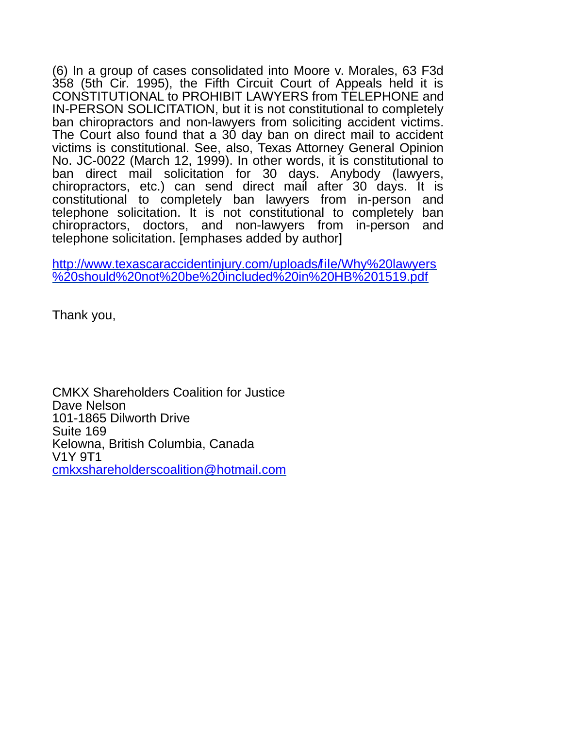(6) In a group of cases consolidated into Moore v. Morales, 63 F3d 358 (5th Cir. 1995), the Fifth Circuit Court of Appeals held it is CONSTITUTIONAL to PROHIBIT LAWYERS from TELEPHONE and IN-PERSON SOLICITATION, but it is not constitutional to completely ban chiropractors and non-lawyers from soliciting accident victims. The Court also found that a 30 day ban on direct mail to accident victims is constitutional. See, also, Texas Attorney General Opinion No. JC-0022 (March 12, 1999). In other words, it is constitutional to ban direct mail solicitation for 30 days. Anybody (lawyers, chiropractors, etc.) can send direct mail after 30 days. It is constitutional to completely ban lawyers from in-person and telephone solicitation. It is not constitutional to completely ban chiropractors, doctors, and non-lawyers from in-person and telephone solicitation. [emphases added by author]

http://www.texascaraccidentinjury.com/uploads/file/Why%20lawyers%20should%20not%20be%20included%20in%20HB%201519.pdf

Thank you,

CMKX Shareholders Coalition for Justice
Dave Nelson
101-1865 Dilworth Drive
Suite 169
Kelowna, British Columbia, Canada
V1Y 9T1
cmkxshareholderscoalition@hotmail.com